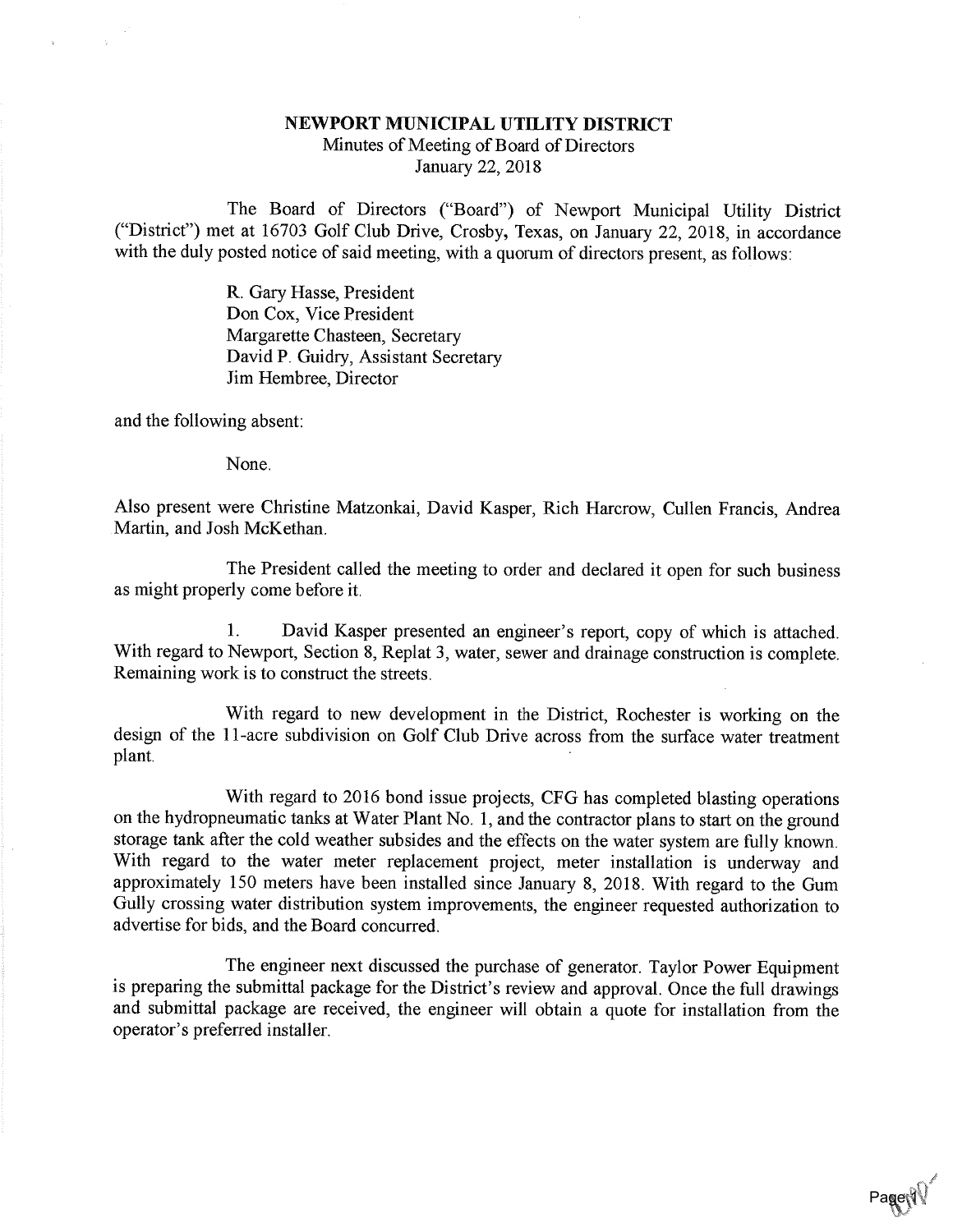**NEWPORT MUNICIPAL UTILITY DISTRICT**

Minutes of Meeting of Board of Directors

January 22, 2018

The Board of Directors ("Board") of Newport Municipal Utility District ("District") met at 16703 Golf Club Drive, Crosby, Texas, on January 22, 2018, in accordance with the duly posted notice of said meeting, with a quorum of directors present, as follows:

R. Gary Hasse, President
Don Cox, Vice President
Margarette Chasteen, Secretary
David P. Guidry, Assistant Secretary
Jim Hembree, Director

and the following absent:

None.

Also present were Christine Matzonkai, David Kasper, Rich Harcrow, Cullen Francis, Andrea Martin, and Josh McKethan.

The President called the meeting to order and declared it open for such business as might properly come before it.

1. David Kasper presented an engineer's report, copy of which is attached. With regard to Newport, Section 8, Replat 3, water, sewer and drainage construction is complete. Remaining work is to construct the streets.

With regard to new development in the District, Rochester is working on the design of the 11-acre subdivision on Golf Club Drive across from the surface water treatment plant.

With regard to 2016 bond issue projects, CFG has completed blasting operations on the hydropneumatic tanks at Water Plant No. 1, and the contractor plans to start on the ground storage tank after the cold weather subsides and the effects on the water system are fully known. With regard to the water meter replacement project, meter installation is underway and approximately 150 meters have been installed since January 8, 2018. With regard to the Gum Gully crossing water distribution system improvements, the engineer requested authorization to advertise for bids, and the Board concurred.

The engineer next discussed the purchase of generator. Taylor Power Equipment is preparing the submittal package for the District's review and approval. Once the full drawings and submittal package are received, the engineer will obtain a quote for installation from the operator's preferred installer.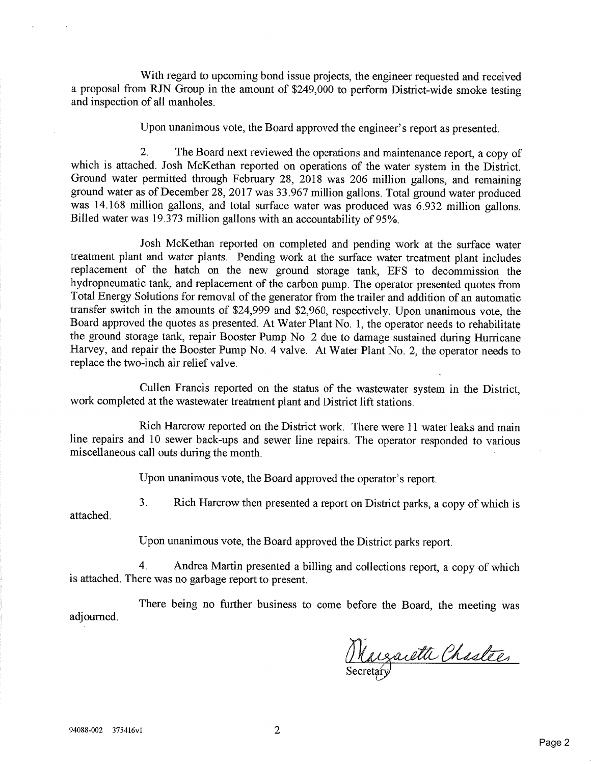With regard to upcoming bond issue projects, the engineer requested and received a proposal from RJN Group in the amount of $249,000 to perform District-wide smoke testing and inspection of all manholes.

Upon unanimous vote, the Board approved the engineer's report as presented.

2. The Board next reviewed the operations and maintenance report, a copy of which is attached. Josh McKethan reported on operations of the water system in the District. Ground water permitted through February 28, 2018 was 206 million gallons, and remaining ground water as of December 28, 2017 was 33.967 million gallons. Total ground water produced was 14.168 million gallons, and total surface water was produced was 6.932 million gallons. Billed water was 19.373 million gallons with an accountability of 95%.

Josh McKethan reported on completed and pending work at the surface water treatment plant and water plants. Pending work at the surface water treatment plant includes replacement of the hatch on the new ground storage tank, EFS to decommission the hydropneumatic tank, and replacement of the carbon pump. The operator presented quotes from Total Energy Solutions for removal of the generator from the trailer and addition of an automatic transfer switch in the amounts of $24,999 and $2,960, respectively. Upon unanimous vote, the Board approved the quotes as presented. At Water Plant No. 1, the operator needs to rehabilitate the ground storage tank, repair Booster Pump No. 2 due to damage sustained during Hurricane Harvey, and repair the Booster Pump No. 4 valve. At Water Plant No. 2, the operator needs to replace the two-inch air relief valve.

Cullen Francis reported on the status of the wastewater system in the District, work completed at the wastewater treatment plant and District lift stations.

Rich Harcrow reported on the District work. There were 11 water leaks and main line repairs and 10 sewer back-ups and sewer line repairs. The operator responded to various miscellaneous call outs during the month.

Upon unanimous vote, the Board approved the operator's report.

3. Rich Harcrow then presented a report on District parks, a copy of which is attached.

Upon unanimous vote, the Board approved the District parks report.

4. Andrea Martin presented a billing and collections report, a copy of which is attached. There was no garbage report to present.

There being no further business to come before the Board, the meeting was adjourned.

Margarette Chasteen
Secretary

94088-002 375416v1